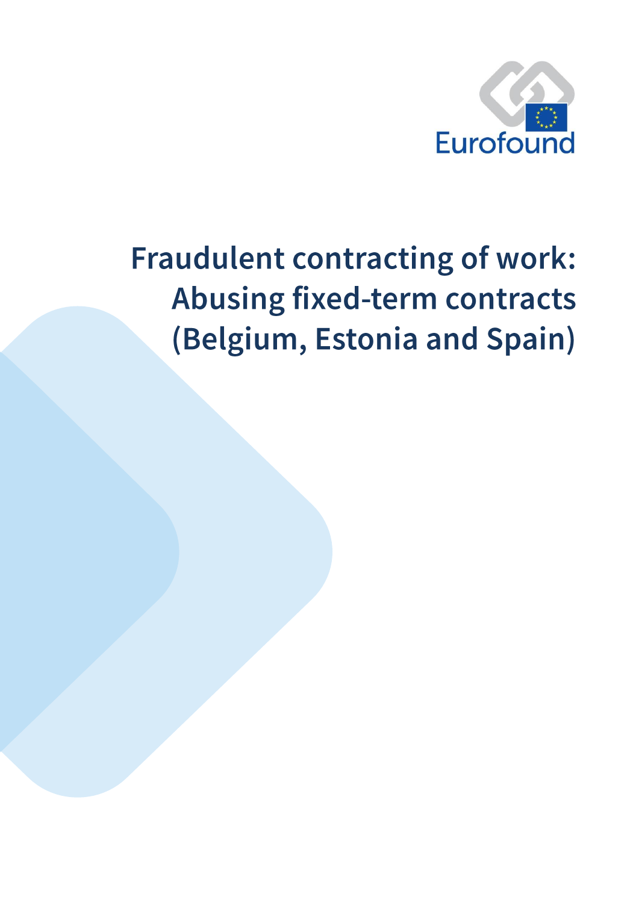Eurofound

# Fraudulent contracting of work: Abusing fixed-term contracts (Belgium, Estonia and Spain)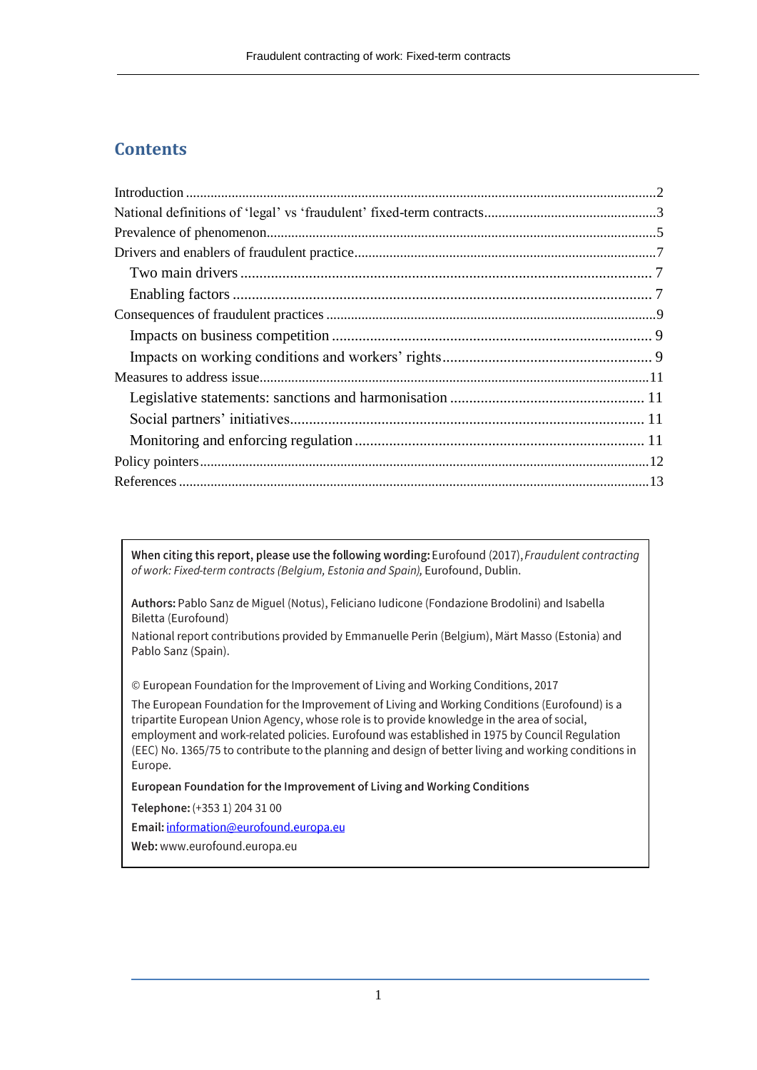## Contents

- Introduction ..... 2
- National definitions of 'legal' vs 'fraudulent' fixed-term contracts ..... 3
- Prevalence of phenomenon ..... 5
- Drivers and enablers of fraudulent practice ..... 7
  - Two main drivers ..... 7
  - Enabling factors ..... 7
- Consequences of fraudulent practices ..... 9
  - Impacts on business competition ..... 9
  - Impacts on working conditions and workers' rights ..... 9
- Measures to address issue ..... 11
  - Legislative statements: sanctions and harmonisation ..... 11
  - Social partners' initiatives ..... 11
  - Monitoring and enforcing regulation ..... 11
- Policy pointers ..... 12
- References ..... 13

**When citing this report, please use the following wording:** Eurofound (2017), *Fraudulent contracting of work: Fixed-term contracts (Belgium, Estonia and Spain),* Eurofound, Dublin.

**Authors:** Pablo Sanz de Miguel (Notus), Feliciano Iudicone (Fondazione Brodolini) and Isabella Biletta (Eurofound)

National report contributions provided by Emmanuelle Perin (Belgium), Märt Masso (Estonia) and Pablo Sanz (Spain).

© European Foundation for the Improvement of Living and Working Conditions, 2017

The European Foundation for the Improvement of Living and Working Conditions (Eurofound) is a tripartite European Union Agency, whose role is to provide knowledge in the area of social, employment and work-related policies. Eurofound was established in 1975 by Council Regulation (EEC) No. 1365/75 to contribute to the planning and design of better living and working conditions in Europe.

**European Foundation for the Improvement of Living and Working Conditions**

**Telephone:** (+353 1) 204 31 00

**Email:** information@eurofound.europa.eu

**Web:** www.eurofound.europa.eu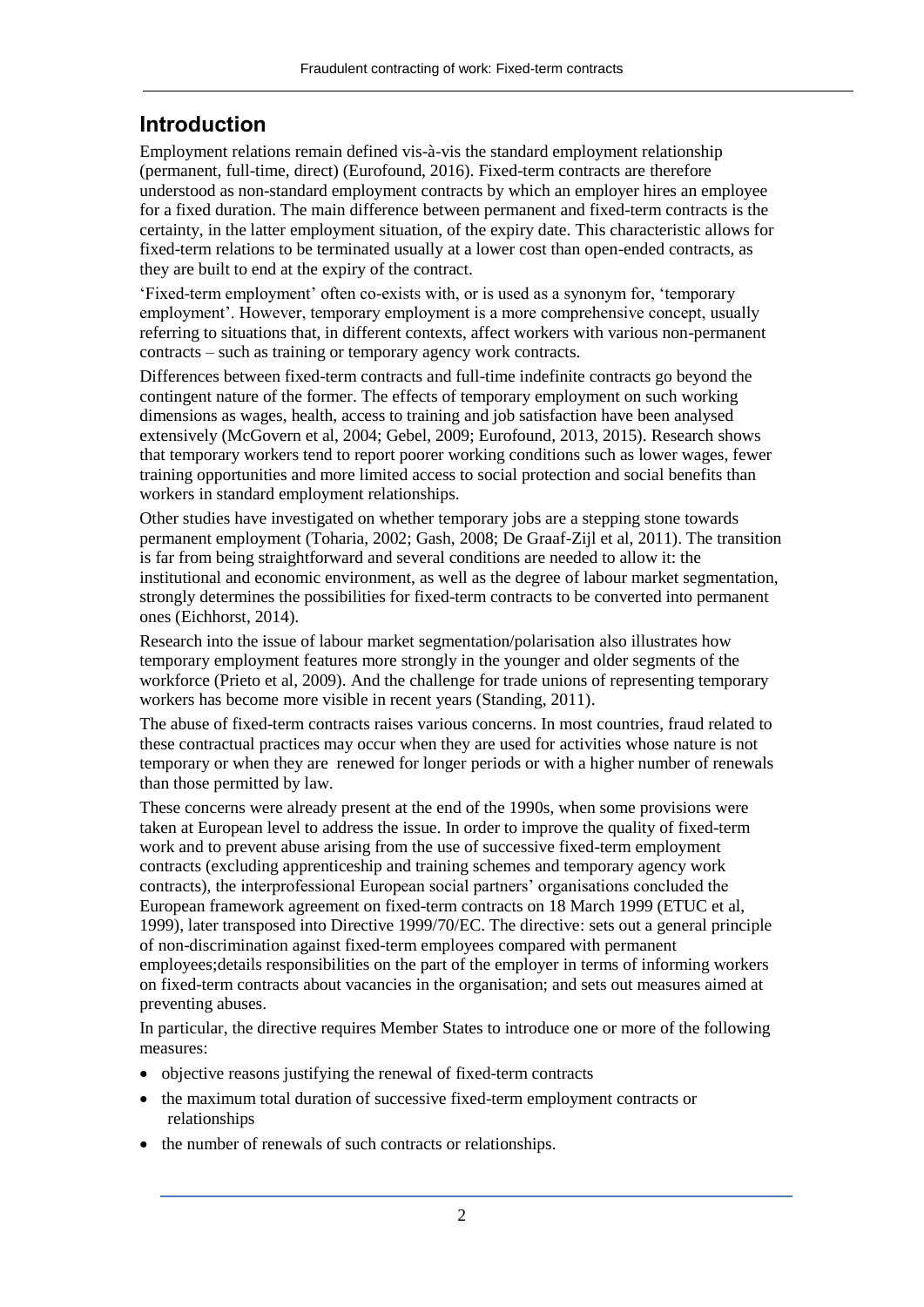## Introduction

Employment relations remain defined vis-à-vis the standard employment relationship (permanent, full-time, direct) (Eurofound, 2016). Fixed-term contracts are therefore understood as non-standard employment contracts by which an employer hires an employee for a fixed duration. The main difference between permanent and fixed-term contracts is the certainty, in the latter employment situation, of the expiry date. This characteristic allows for fixed-term relations to be terminated usually at a lower cost than open-ended contracts, as they are built to end at the expiry of the contract.

'Fixed-term employment' often co-exists with, or is used as a synonym for, 'temporary employment'. However, temporary employment is a more comprehensive concept, usually referring to situations that, in different contexts, affect workers with various non-permanent contracts – such as training or temporary agency work contracts.

Differences between fixed-term contracts and full-time indefinite contracts go beyond the contingent nature of the former. The effects of temporary employment on such working dimensions as wages, health, access to training and job satisfaction have been analysed extensively (McGovern et al, 2004; Gebel, 2009; Eurofound, 2013, 2015). Research shows that temporary workers tend to report poorer working conditions such as lower wages, fewer training opportunities and more limited access to social protection and social benefits than workers in standard employment relationships.

Other studies have investigated on whether temporary jobs are a stepping stone towards permanent employment (Toharia, 2002; Gash, 2008; De Graaf-Zijl et al, 2011). The transition is far from being straightforward and several conditions are needed to allow it: the institutional and economic environment, as well as the degree of labour market segmentation, strongly determines the possibilities for fixed-term contracts to be converted into permanent ones (Eichhorst, 2014).

Research into the issue of labour market segmentation/polarisation also illustrates how temporary employment features more strongly in the younger and older segments of the workforce (Prieto et al, 2009). And the challenge for trade unions of representing temporary workers has become more visible in recent years (Standing, 2011).

The abuse of fixed-term contracts raises various concerns. In most countries, fraud related to these contractual practices may occur when they are used for activities whose nature is not temporary or when they are renewed for longer periods or with a higher number of renewals than those permitted by law.

These concerns were already present at the end of the 1990s, when some provisions were taken at European level to address the issue. In order to improve the quality of fixed-term work and to prevent abuse arising from the use of successive fixed-term employment contracts (excluding apprenticeship and training schemes and temporary agency work contracts), the interprofessional European social partners' organisations concluded the European framework agreement on fixed-term contracts on 18 March 1999 (ETUC et al, 1999), later transposed into Directive 1999/70/EC. The directive: sets out a general principle of non-discrimination against fixed-term employees compared with permanent employees;details responsibilities on the part of the employer in terms of informing workers on fixed-term contracts about vacancies in the organisation; and sets out measures aimed at preventing abuses.

In particular, the directive requires Member States to introduce one or more of the following measures:

- objective reasons justifying the renewal of fixed-term contracts
- the maximum total duration of successive fixed-term employment contracts or relationships
- the number of renewals of such contracts or relationships.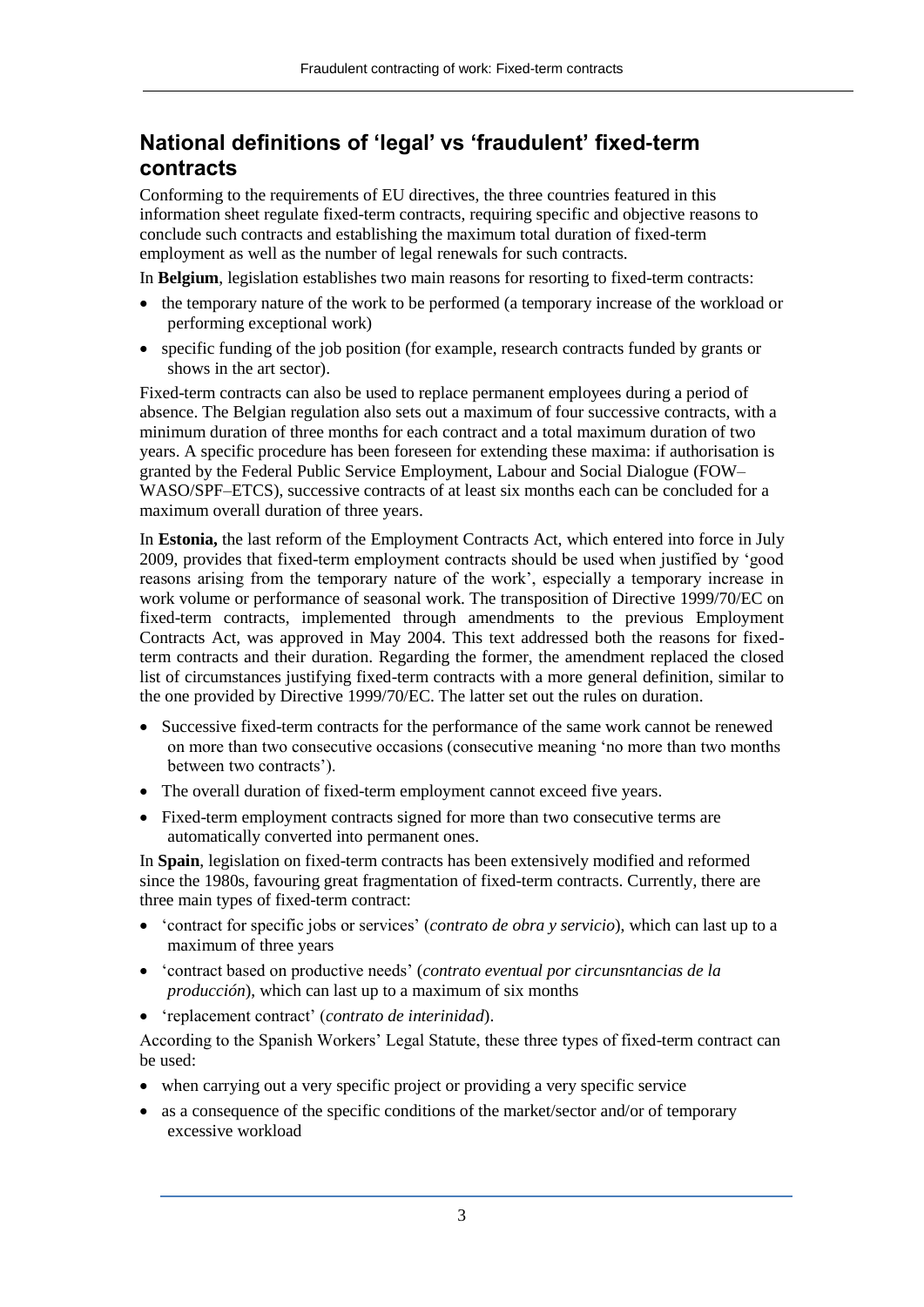## National definitions of 'legal' vs 'fraudulent' fixed-term contracts

Conforming to the requirements of EU directives, the three countries featured in this information sheet regulate fixed-term contracts, requiring specific and objective reasons to conclude such contracts and establishing the maximum total duration of fixed-term employment as well as the number of legal renewals for such contracts.

In **Belgium**, legislation establishes two main reasons for resorting to fixed-term contracts:

- the temporary nature of the work to be performed (a temporary increase of the workload or performing exceptional work)
- specific funding of the job position (for example, research contracts funded by grants or shows in the art sector).

Fixed-term contracts can also be used to replace permanent employees during a period of absence. The Belgian regulation also sets out a maximum of four successive contracts, with a minimum duration of three months for each contract and a total maximum duration of two years. A specific procedure has been foreseen for extending these maxima: if authorisation is granted by the Federal Public Service Employment, Labour and Social Dialogue (FOW–WASO/SPF–ETCS), successive contracts of at least six months each can be concluded for a maximum overall duration of three years.

In **Estonia,** the last reform of the Employment Contracts Act, which entered into force in July 2009, provides that fixed-term employment contracts should be used when justified by 'good reasons arising from the temporary nature of the work', especially a temporary increase in work volume or performance of seasonal work. The transposition of Directive 1999/70/EC on fixed-term contracts, implemented through amendments to the previous Employment Contracts Act, was approved in May 2004. This text addressed both the reasons for fixed-term contracts and their duration. Regarding the former, the amendment replaced the closed list of circumstances justifying fixed-term contracts with a more general definition, similar to the one provided by Directive 1999/70/EC. The latter set out the rules on duration.

- Successive fixed-term contracts for the performance of the same work cannot be renewed on more than two consecutive occasions (consecutive meaning 'no more than two months between two contracts').
- The overall duration of fixed-term employment cannot exceed five years.
- Fixed-term employment contracts signed for more than two consecutive terms are automatically converted into permanent ones.

In **Spain**, legislation on fixed-term contracts has been extensively modified and reformed since the 1980s, favouring great fragmentation of fixed-term contracts. Currently, there are three main types of fixed-term contract:

- 'contract for specific jobs or services' (*contrato de obra y servicio*), which can last up to a maximum of three years
- 'contract based on productive needs' (*contrato eventual por circunsntancias de la producción*), which can last up to a maximum of six months
- 'replacement contract' (*contrato de interinidad*).

According to the Spanish Workers' Legal Statute, these three types of fixed-term contract can be used:

- when carrying out a very specific project or providing a very specific service
- as a consequence of the specific conditions of the market/sector and/or of temporary excessive workload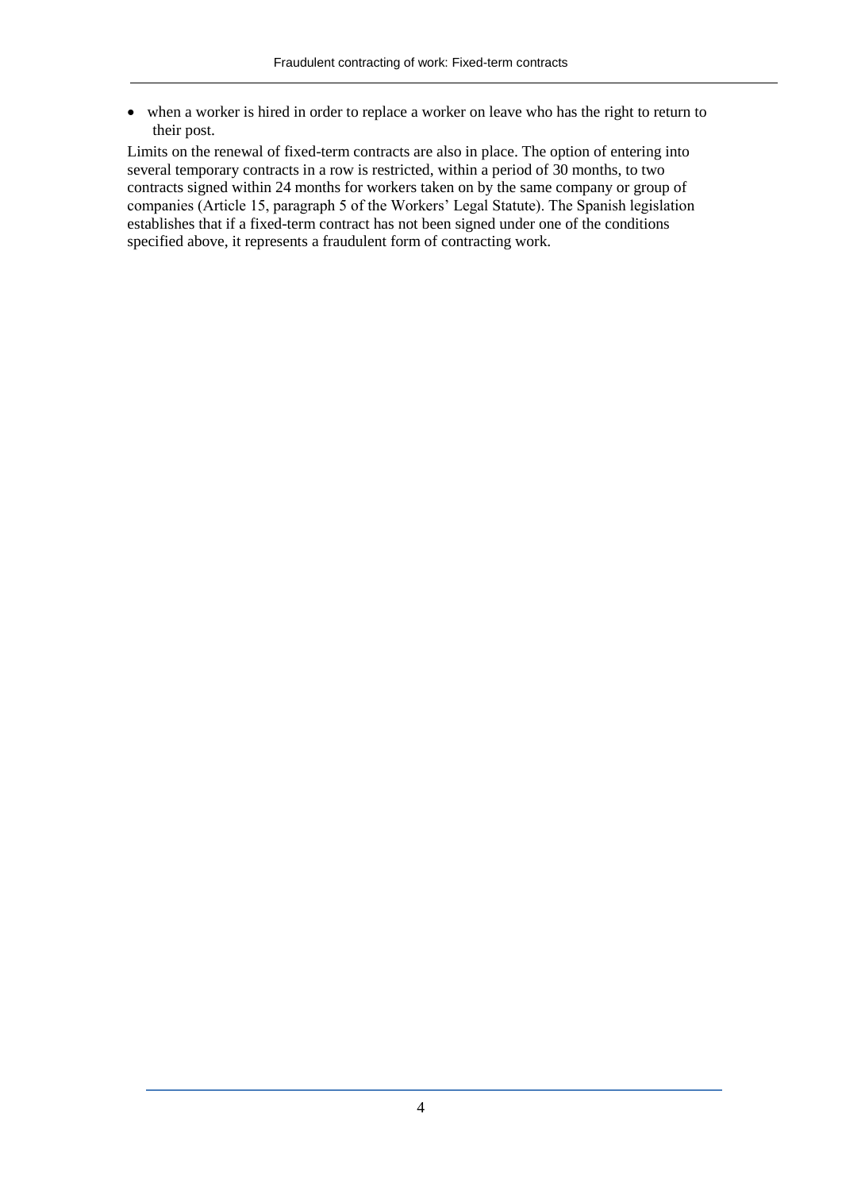- when a worker is hired in order to replace a worker on leave who has the right to return to their post.

Limits on the renewal of fixed-term contracts are also in place. The option of entering into several temporary contracts in a row is restricted, within a period of 30 months, to two contracts signed within 24 months for workers taken on by the same company or group of companies (Article 15, paragraph 5 of the Workers' Legal Statute). The Spanish legislation establishes that if a fixed-term contract has not been signed under one of the conditions specified above, it represents a fraudulent form of contracting work.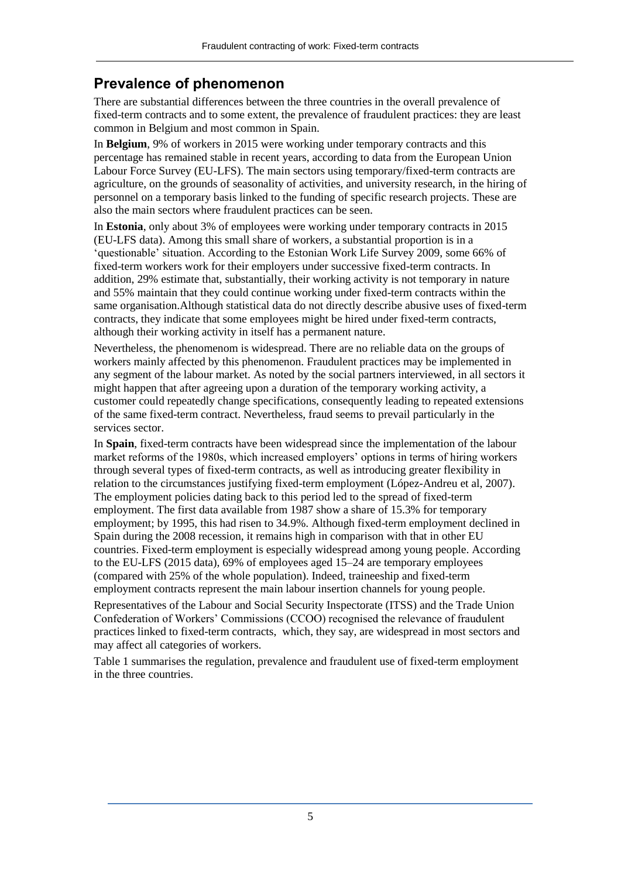## Prevalence of phenomenon

There are substantial differences between the three countries in the overall prevalence of fixed-term contracts and to some extent, the prevalence of fraudulent practices: they are least common in Belgium and most common in Spain.

In **Belgium**, 9% of workers in 2015 were working under temporary contracts and this percentage has remained stable in recent years, according to data from the European Union Labour Force Survey (EU-LFS). The main sectors using temporary/fixed-term contracts are agriculture, on the grounds of seasonality of activities, and university research, in the hiring of personnel on a temporary basis linked to the funding of specific research projects. These are also the main sectors where fraudulent practices can be seen.

In **Estonia**, only about 3% of employees were working under temporary contracts in 2015 (EU-LFS data). Among this small share of workers, a substantial proportion is in a 'questionable' situation. According to the Estonian Work Life Survey 2009, some 66% of fixed-term workers work for their employers under successive fixed-term contracts. In addition, 29% estimate that, substantially, their working activity is not temporary in nature and 55% maintain that they could continue working under fixed-term contracts within the same organisation.Although statistical data do not directly describe abusive uses of fixed-term contracts, they indicate that some employees might be hired under fixed-term contracts, although their working activity in itself has a permanent nature.

Nevertheless, the phenomenom is widespread. There are no reliable data on the groups of workers mainly affected by this phenomenon. Fraudulent practices may be implemented in any segment of the labour market. As noted by the social partners interviewed, in all sectors it might happen that after agreeing upon a duration of the temporary working activity, a customer could repeatedly change specifications, consequently leading to repeated extensions of the same fixed-term contract. Nevertheless, fraud seems to prevail particularly in the services sector.

In **Spain**, fixed-term contracts have been widespread since the implementation of the labour market reforms of the 1980s, which increased employers' options in terms of hiring workers through several types of fixed-term contracts, as well as introducing greater flexibility in relation to the circumstances justifying fixed-term employment (López-Andreu et al, 2007). The employment policies dating back to this period led to the spread of fixed-term employment. The first data available from 1987 show a share of 15.3% for temporary employment; by 1995, this had risen to 34.9%. Although fixed-term employment declined in Spain during the 2008 recession, it remains high in comparison with that in other EU countries. Fixed-term employment is especially widespread among young people. According to the EU-LFS (2015 data), 69% of employees aged 15–24 are temporary employees (compared with 25% of the whole population). Indeed, traineeship and fixed-term employment contracts represent the main labour insertion channels for young people.

Representatives of the Labour and Social Security Inspectorate (ITSS) and the Trade Union Confederation of Workers' Commissions (CCOO) recognised the relevance of fraudulent practices linked to fixed-term contracts, which, they say, are widespread in most sectors and may affect all categories of workers.

Table 1 summarises the regulation, prevalence and fraudulent use of fixed-term employment in the three countries.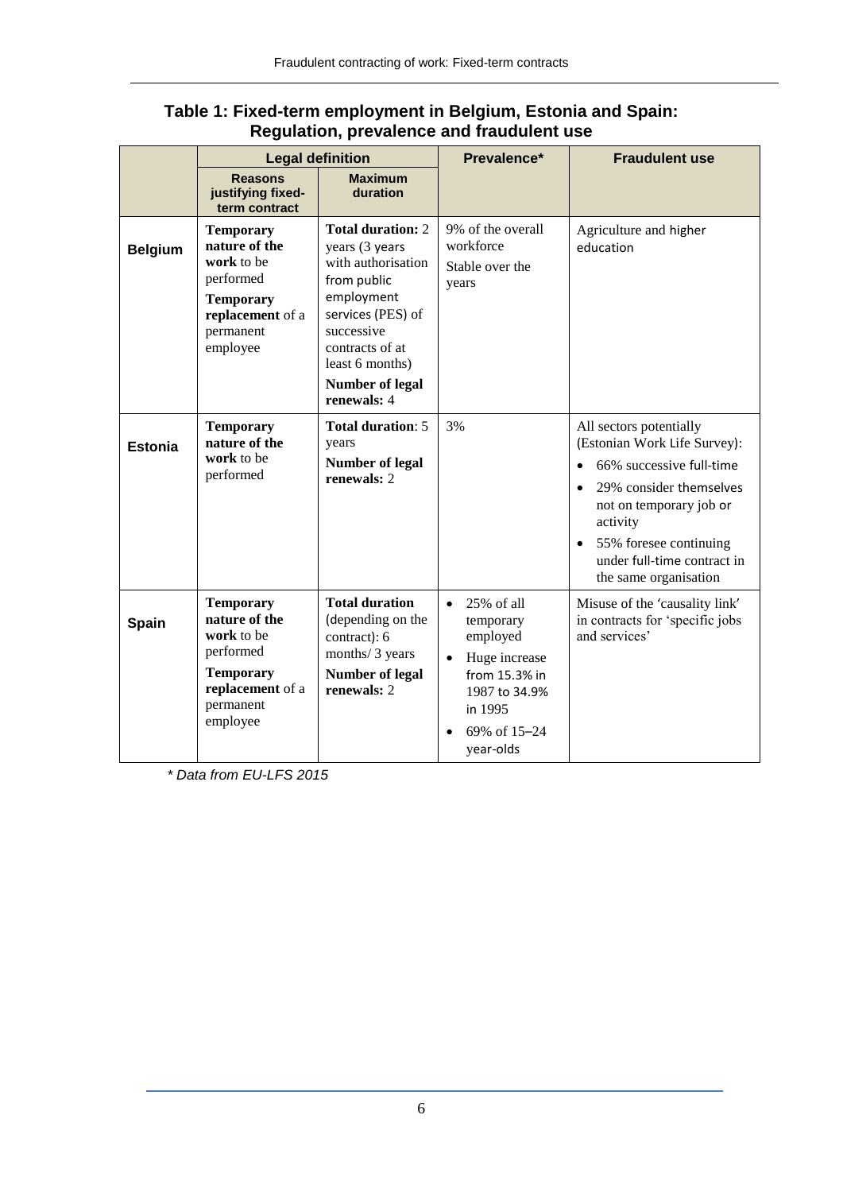**Table 1: Fixed-term employment in Belgium, Estonia and Spain: Regulation, prevalence and fraudulent use**

| | Legal definition | | Prevalence* | Fraudulent use |
|---|---|---|---|---|
| | Reasons justifying fixed-term contract | Maximum duration | | |
| **Belgium** | **Temporary nature of the work** to be performed<br>**Temporary replacement** of a permanent employee | **Total duration:** 2 years (3 years with authorisation from public employment services (PES) of successive contracts of at least 6 months)<br>**Number of legal renewals:** 4 | 9% of the overall workforce<br>Stable over the years | Agriculture and higher education |
| **Estonia** | **Temporary nature of the work** to be performed | **Total duration**: 5 years<br>**Number of legal renewals:** 2 | 3% | All sectors potentially (Estonian Work Life Survey):<br>• 66% successive full-time<br>• 29% consider themselves not on temporary job or activity<br>• 55% foresee continuing under full-time contract in the same organisation |
| **Spain** | **Temporary nature of the work** to be performed<br>**Temporary replacement** of a permanent employee | **Total duration** (depending on the contract): 6 months/ 3 years<br>**Number of legal renewals:** 2 | • 25% of all temporary employed<br>• Huge increase from 15.3% in 1987 to 34.9% in 1995<br>• 69% of 15–24 year-olds | Misuse of the 'causality link' in contracts for 'specific jobs and services' |

*\* Data from EU-LFS 2015*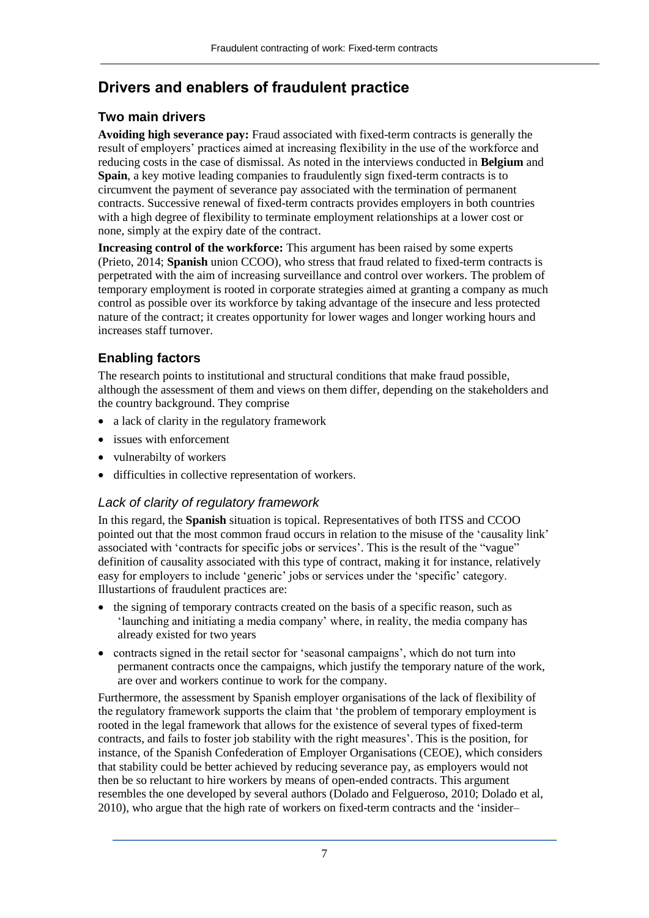## Drivers and enablers of fraudulent practice

### Two main drivers

**Avoiding high severance pay:** Fraud associated with fixed-term contracts is generally the result of employers' practices aimed at increasing flexibility in the use of the workforce and reducing costs in the case of dismissal. As noted in the interviews conducted in **Belgium** and **Spain**, a key motive leading companies to fraudulently sign fixed-term contracts is to circumvent the payment of severance pay associated with the termination of permanent contracts. Successive renewal of fixed-term contracts provides employers in both countries with a high degree of flexibility to terminate employment relationships at a lower cost or none, simply at the expiry date of the contract.

**Increasing control of the workforce:** This argument has been raised by some experts (Prieto, 2014; **Spanish** union CCOO), who stress that fraud related to fixed-term contracts is perpetrated with the aim of increasing surveillance and control over workers. The problem of temporary employment is rooted in corporate strategies aimed at granting a company as much control as possible over its workforce by taking advantage of the insecure and less protected nature of the contract; it creates opportunity for lower wages and longer working hours and increases staff turnover.

### Enabling factors

The research points to institutional and structural conditions that make fraud possible, although the assessment of them and views on them differ, depending on the stakeholders and the country background. They comprise

- a lack of clarity in the regulatory framework
- issues with enforcement
- vulnerabilty of workers
- difficulties in collective representation of workers.

#### *Lack of clarity of regulatory framework*

In this regard, the **Spanish** situation is topical. Representatives of both ITSS and CCOO pointed out that the most common fraud occurs in relation to the misuse of the 'causality link' associated with 'contracts for specific jobs or services'. This is the result of the "vague" definition of causality associated with this type of contract, making it for instance, relatively easy for employers to include 'generic' jobs or services under the 'specific' category. Illustartions of fraudulent practices are:

- the signing of temporary contracts created on the basis of a specific reason, such as 'launching and initiating a media company' where, in reality, the media company has already existed for two years
- contracts signed in the retail sector for 'seasonal campaigns', which do not turn into permanent contracts once the campaigns, which justify the temporary nature of the work, are over and workers continue to work for the company.

Furthermore, the assessment by Spanish employer organisations of the lack of flexibility of the regulatory framework supports the claim that 'the problem of temporary employment is rooted in the legal framework that allows for the existence of several types of fixed-term contracts, and fails to foster job stability with the right measures'. This is the position, for instance, of the Spanish Confederation of Employer Organisations (CEOE), which considers that stability could be better achieved by reducing severance pay, as employers would not then be so reluctant to hire workers by means of open-ended contracts. This argument resembles the one developed by several authors (Dolado and Felgueroso, 2010; Dolado et al, 2010), who argue that the high rate of workers on fixed-term contracts and the 'insider–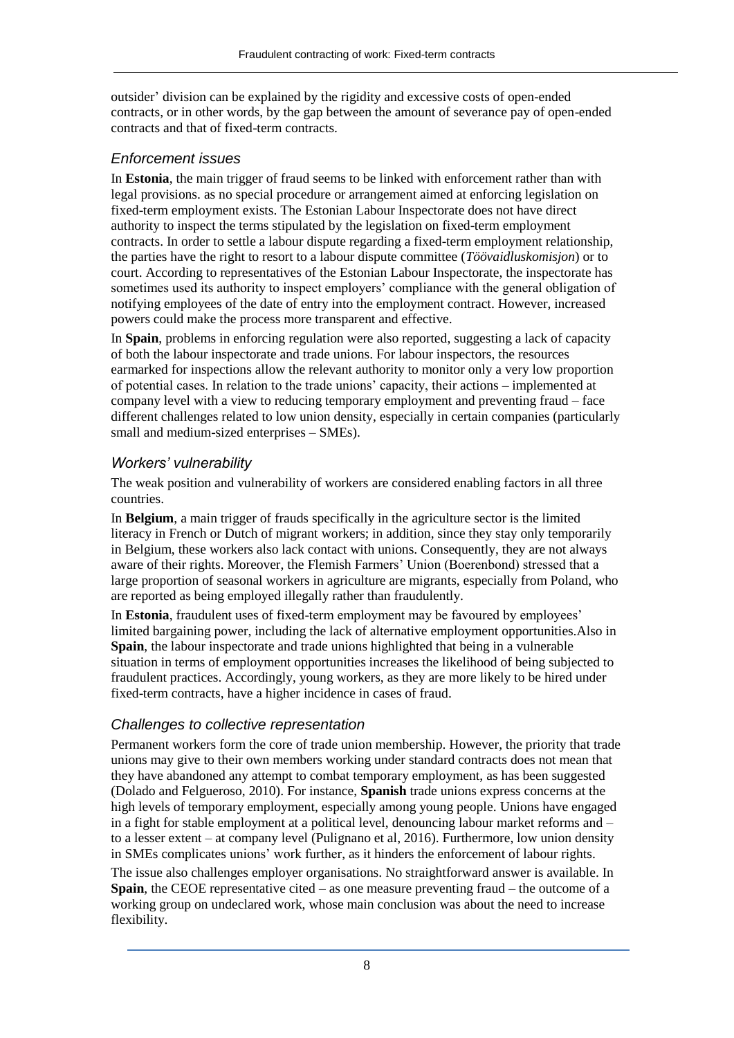outsider' division can be explained by the rigidity and excessive costs of open-ended contracts, or in other words, by the gap between the amount of severance pay of open-ended contracts and that of fixed-term contracts.

### *Enforcement issues*

In **Estonia**, the main trigger of fraud seems to be linked with enforcement rather than with legal provisions. as no special procedure or arrangement aimed at enforcing legislation on fixed-term employment exists. The Estonian Labour Inspectorate does not have direct authority to inspect the terms stipulated by the legislation on fixed-term employment contracts. In order to settle a labour dispute regarding a fixed-term employment relationship, the parties have the right to resort to a labour dispute committee (*Töövaidluskomisjon*) or to court. According to representatives of the Estonian Labour Inspectorate, the inspectorate has sometimes used its authority to inspect employers' compliance with the general obligation of notifying employees of the date of entry into the employment contract. However, increased powers could make the process more transparent and effective.

In **Spain**, problems in enforcing regulation were also reported, suggesting a lack of capacity of both the labour inspectorate and trade unions. For labour inspectors, the resources earmarked for inspections allow the relevant authority to monitor only a very low proportion of potential cases. In relation to the trade unions' capacity, their actions – implemented at company level with a view to reducing temporary employment and preventing fraud – face different challenges related to low union density, especially in certain companies (particularly small and medium-sized enterprises – SMEs).

### *Workers' vulnerability*

The weak position and vulnerability of workers are considered enabling factors in all three countries.

In **Belgium**, a main trigger of frauds specifically in the agriculture sector is the limited literacy in French or Dutch of migrant workers; in addition, since they stay only temporarily in Belgium, these workers also lack contact with unions. Consequently, they are not always aware of their rights. Moreover, the Flemish Farmers' Union (Boerenbond) stressed that a large proportion of seasonal workers in agriculture are migrants, especially from Poland, who are reported as being employed illegally rather than fraudulently.

In **Estonia**, fraudulent uses of fixed-term employment may be favoured by employees' limited bargaining power, including the lack of alternative employment opportunities.Also in **Spain**, the labour inspectorate and trade unions highlighted that being in a vulnerable situation in terms of employment opportunities increases the likelihood of being subjected to fraudulent practices. Accordingly, young workers, as they are more likely to be hired under fixed-term contracts, have a higher incidence in cases of fraud.

### *Challenges to collective representation*

Permanent workers form the core of trade union membership. However, the priority that trade unions may give to their own members working under standard contracts does not mean that they have abandoned any attempt to combat temporary employment, as has been suggested (Dolado and Felgueroso, 2010). For instance, **Spanish** trade unions express concerns at the high levels of temporary employment, especially among young people. Unions have engaged in a fight for stable employment at a political level, denouncing labour market reforms and – to a lesser extent – at company level (Pulignano et al, 2016). Furthermore, low union density in SMEs complicates unions' work further, as it hinders the enforcement of labour rights.

The issue also challenges employer organisations. No straightforward answer is available. In **Spain**, the CEOE representative cited – as one measure preventing fraud – the outcome of a working group on undeclared work, whose main conclusion was about the need to increase flexibility.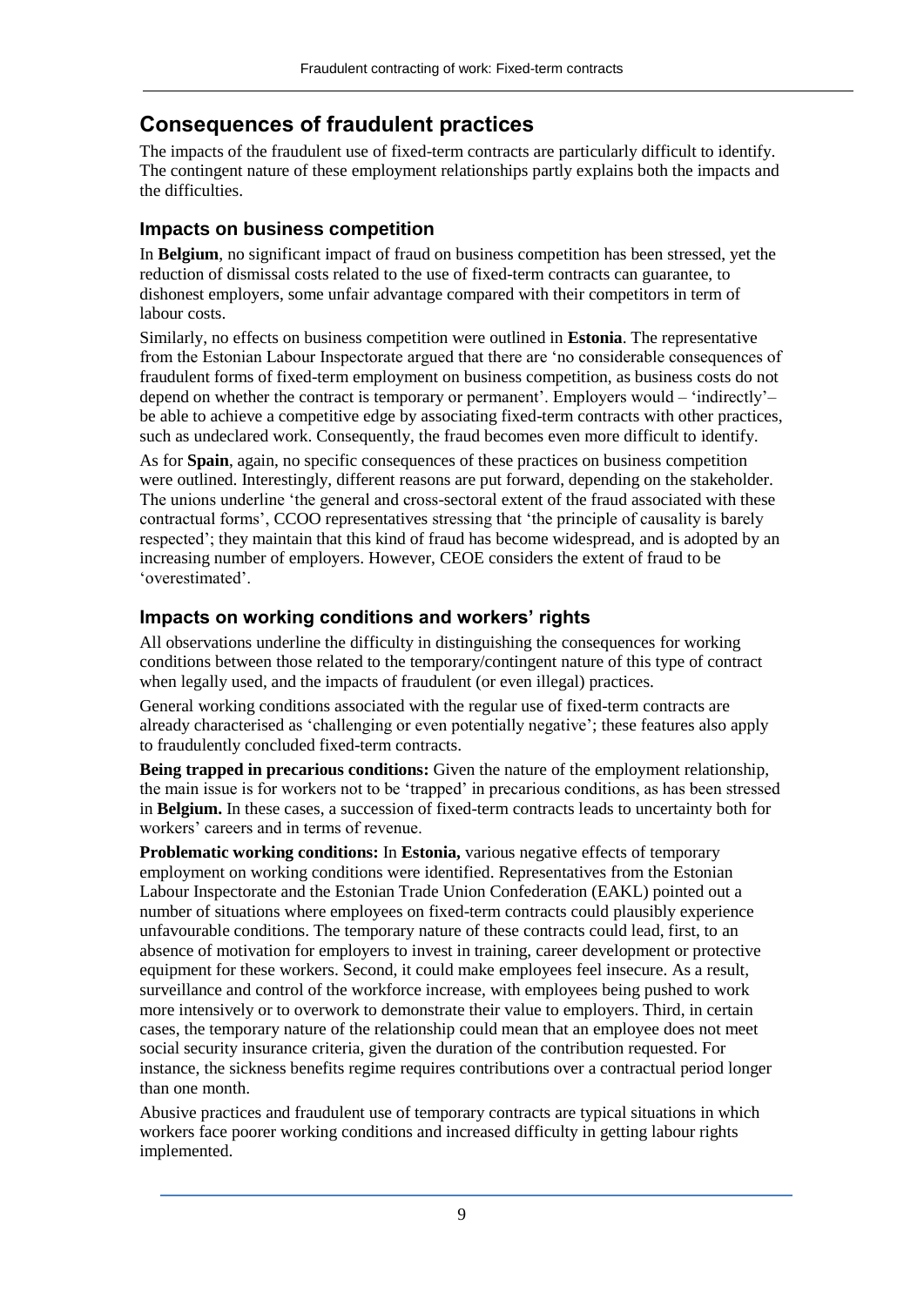## Consequences of fraudulent practices

The impacts of the fraudulent use of fixed-term contracts are particularly difficult to identify. The contingent nature of these employment relationships partly explains both the impacts and the difficulties.

### Impacts on business competition

In **Belgium**, no significant impact of fraud on business competition has been stressed, yet the reduction of dismissal costs related to the use of fixed-term contracts can guarantee, to dishonest employers, some unfair advantage compared with their competitors in term of labour costs.

Similarly, no effects on business competition were outlined in **Estonia**. The representative from the Estonian Labour Inspectorate argued that there are 'no considerable consequences of fraudulent forms of fixed-term employment on business competition, as business costs do not depend on whether the contract is temporary or permanent'. Employers would – 'indirectly'– be able to achieve a competitive edge by associating fixed-term contracts with other practices, such as undeclared work. Consequently, the fraud becomes even more difficult to identify.

As for **Spain**, again, no specific consequences of these practices on business competition were outlined. Interestingly, different reasons are put forward, depending on the stakeholder. The unions underline 'the general and cross-sectoral extent of the fraud associated with these contractual forms', CCOO representatives stressing that 'the principle of causality is barely respected'; they maintain that this kind of fraud has become widespread, and is adopted by an increasing number of employers. However, CEOE considers the extent of fraud to be 'overestimated'.

### Impacts on working conditions and workers' rights

All observations underline the difficulty in distinguishing the consequences for working conditions between those related to the temporary/contingent nature of this type of contract when legally used, and the impacts of fraudulent (or even illegal) practices.

General working conditions associated with the regular use of fixed-term contracts are already characterised as 'challenging or even potentially negative'; these features also apply to fraudulently concluded fixed-term contracts.

**Being trapped in precarious conditions:** Given the nature of the employment relationship, the main issue is for workers not to be 'trapped' in precarious conditions, as has been stressed in **Belgium.** In these cases, a succession of fixed-term contracts leads to uncertainty both for workers' careers and in terms of revenue.

**Problematic working conditions:** In **Estonia,** various negative effects of temporary employment on working conditions were identified. Representatives from the Estonian Labour Inspectorate and the Estonian Trade Union Confederation (EAKL) pointed out a number of situations where employees on fixed-term contracts could plausibly experience unfavourable conditions. The temporary nature of these contracts could lead, first, to an absence of motivation for employers to invest in training, career development or protective equipment for these workers. Second, it could make employees feel insecure. As a result, surveillance and control of the workforce increase, with employees being pushed to work more intensively or to overwork to demonstrate their value to employers. Third, in certain cases, the temporary nature of the relationship could mean that an employee does not meet social security insurance criteria, given the duration of the contribution requested. For instance, the sickness benefits regime requires contributions over a contractual period longer than one month.

Abusive practices and fraudulent use of temporary contracts are typical situations in which workers face poorer working conditions and increased difficulty in getting labour rights implemented.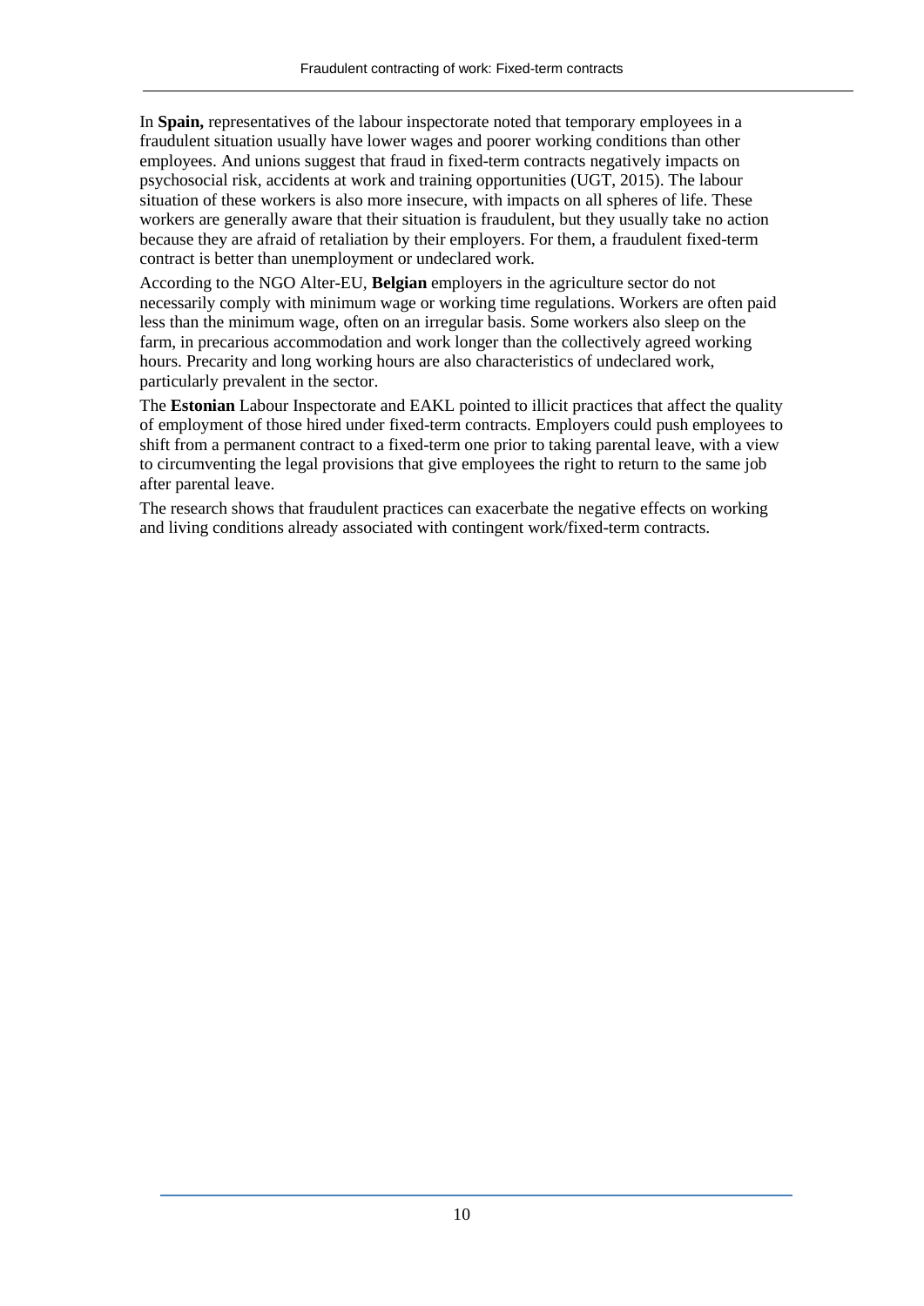In **Spain,** representatives of the labour inspectorate noted that temporary employees in a fraudulent situation usually have lower wages and poorer working conditions than other employees. And unions suggest that fraud in fixed-term contracts negatively impacts on psychosocial risk, accidents at work and training opportunities (UGT, 2015). The labour situation of these workers is also more insecure, with impacts on all spheres of life. These workers are generally aware that their situation is fraudulent, but they usually take no action because they are afraid of retaliation by their employers. For them, a fraudulent fixed-term contract is better than unemployment or undeclared work.

According to the NGO Alter-EU, **Belgian** employers in the agriculture sector do not necessarily comply with minimum wage or working time regulations. Workers are often paid less than the minimum wage, often on an irregular basis. Some workers also sleep on the farm, in precarious accommodation and work longer than the collectively agreed working hours. Precarity and long working hours are also characteristics of undeclared work, particularly prevalent in the sector.

The **Estonian** Labour Inspectorate and EAKL pointed to illicit practices that affect the quality of employment of those hired under fixed-term contracts. Employers could push employees to shift from a permanent contract to a fixed-term one prior to taking parental leave, with a view to circumventing the legal provisions that give employees the right to return to the same job after parental leave.

The research shows that fraudulent practices can exacerbate the negative effects on working and living conditions already associated with contingent work/fixed-term contracts.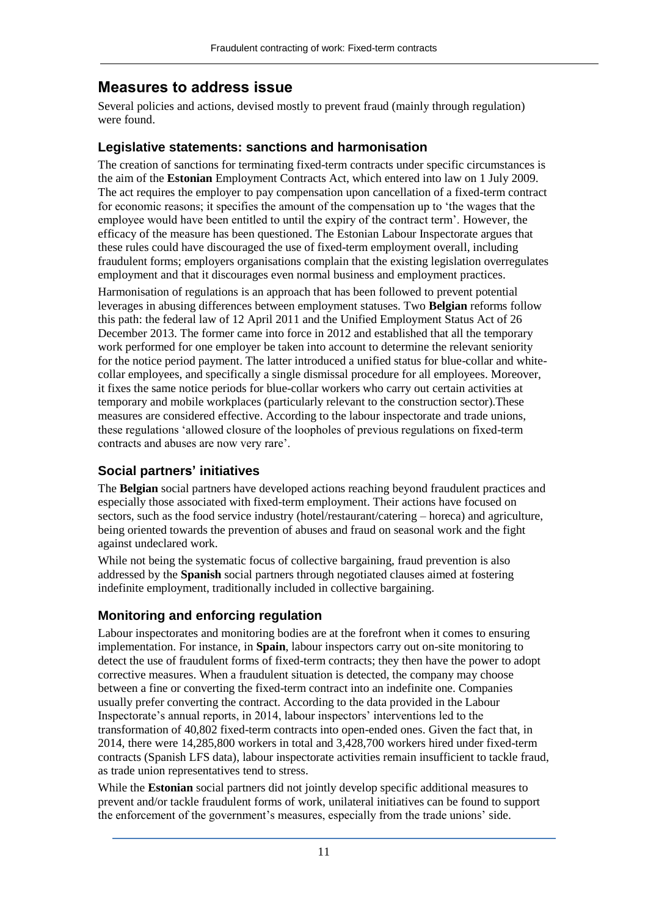## Measures to address issue

Several policies and actions, devised mostly to prevent fraud (mainly through regulation) were found.

### Legislative statements: sanctions and harmonisation

The creation of sanctions for terminating fixed-term contracts under specific circumstances is the aim of the **Estonian** Employment Contracts Act, which entered into law on 1 July 2009. The act requires the employer to pay compensation upon cancellation of a fixed-term contract for economic reasons; it specifies the amount of the compensation up to 'the wages that the employee would have been entitled to until the expiry of the contract term'. However, the efficacy of the measure has been questioned. The Estonian Labour Inspectorate argues that these rules could have discouraged the use of fixed-term employment overall, including fraudulent forms; employers organisations complain that the existing legislation overregulates employment and that it discourages even normal business and employment practices.

Harmonisation of regulations is an approach that has been followed to prevent potential leverages in abusing differences between employment statuses. Two **Belgian** reforms follow this path: the federal law of 12 April 2011 and the Unified Employment Status Act of 26 December 2013. The former came into force in 2012 and established that all the temporary work performed for one employer be taken into account to determine the relevant seniority for the notice period payment. The latter introduced a unified status for blue-collar and white-collar employees, and specifically a single dismissal procedure for all employees. Moreover, it fixes the same notice periods for blue-collar workers who carry out certain activities at temporary and mobile workplaces (particularly relevant to the construction sector).These measures are considered effective. According to the labour inspectorate and trade unions, these regulations 'allowed closure of the loopholes of previous regulations on fixed-term contracts and abuses are now very rare'.

### Social partners' initiatives

The **Belgian** social partners have developed actions reaching beyond fraudulent practices and especially those associated with fixed-term employment. Their actions have focused on sectors, such as the food service industry (hotel/restaurant/catering – horeca) and agriculture, being oriented towards the prevention of abuses and fraud on seasonal work and the fight against undeclared work.

While not being the systematic focus of collective bargaining, fraud prevention is also addressed by the **Spanish** social partners through negotiated clauses aimed at fostering indefinite employment, traditionally included in collective bargaining.

### Monitoring and enforcing regulation

Labour inspectorates and monitoring bodies are at the forefront when it comes to ensuring implementation. For instance, in **Spain**, labour inspectors carry out on-site monitoring to detect the use of fraudulent forms of fixed-term contracts; they then have the power to adopt corrective measures. When a fraudulent situation is detected, the company may choose between a fine or converting the fixed-term contract into an indefinite one. Companies usually prefer converting the contract. According to the data provided in the Labour Inspectorate's annual reports, in 2014, labour inspectors' interventions led to the transformation of 40,802 fixed-term contracts into open-ended ones. Given the fact that, in 2014, there were 14,285,800 workers in total and 3,428,700 workers hired under fixed-term contracts (Spanish LFS data), labour inspectorate activities remain insufficient to tackle fraud, as trade union representatives tend to stress.

While the **Estonian** social partners did not jointly develop specific additional measures to prevent and/or tackle fraudulent forms of work, unilateral initiatives can be found to support the enforcement of the government's measures, especially from the trade unions' side.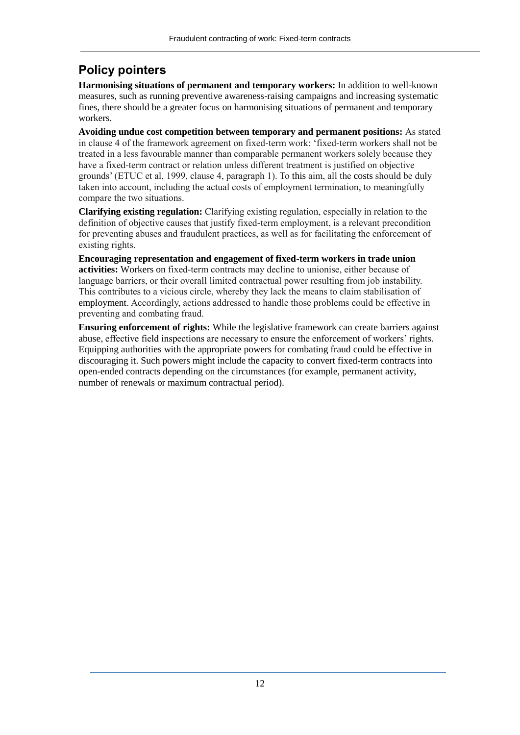## Policy pointers

**Harmonising situations of permanent and temporary workers:** In addition to well-known measures, such as running preventive awareness-raising campaigns and increasing systematic fines, there should be a greater focus on harmonising situations of permanent and temporary workers.

**Avoiding undue cost competition between temporary and permanent positions:** As stated in clause 4 of the framework agreement on fixed-term work: 'fixed-term workers shall not be treated in a less favourable manner than comparable permanent workers solely because they have a fixed-term contract or relation unless different treatment is justified on objective grounds' (ETUC et al, 1999, clause 4, paragraph 1). To this aim, all the costs should be duly taken into account, including the actual costs of employment termination, to meaningfully compare the two situations.

**Clarifying existing regulation:** Clarifying existing regulation, especially in relation to the definition of objective causes that justify fixed-term employment, is a relevant precondition for preventing abuses and fraudulent practices, as well as for facilitating the enforcement of existing rights.

**Encouraging representation and engagement of fixed-term workers in trade union activities:** Workers on fixed-term contracts may decline to unionise, either because of language barriers, or their overall limited contractual power resulting from job instability. This contributes to a vicious circle, whereby they lack the means to claim stabilisation of employment. Accordingly, actions addressed to handle those problems could be effective in preventing and combating fraud.

**Ensuring enforcement of rights:** While the legislative framework can create barriers against abuse, effective field inspections are necessary to ensure the enforcement of workers' rights. Equipping authorities with the appropriate powers for combating fraud could be effective in discouraging it. Such powers might include the capacity to convert fixed-term contracts into open-ended contracts depending on the circumstances (for example, permanent activity, number of renewals or maximum contractual period).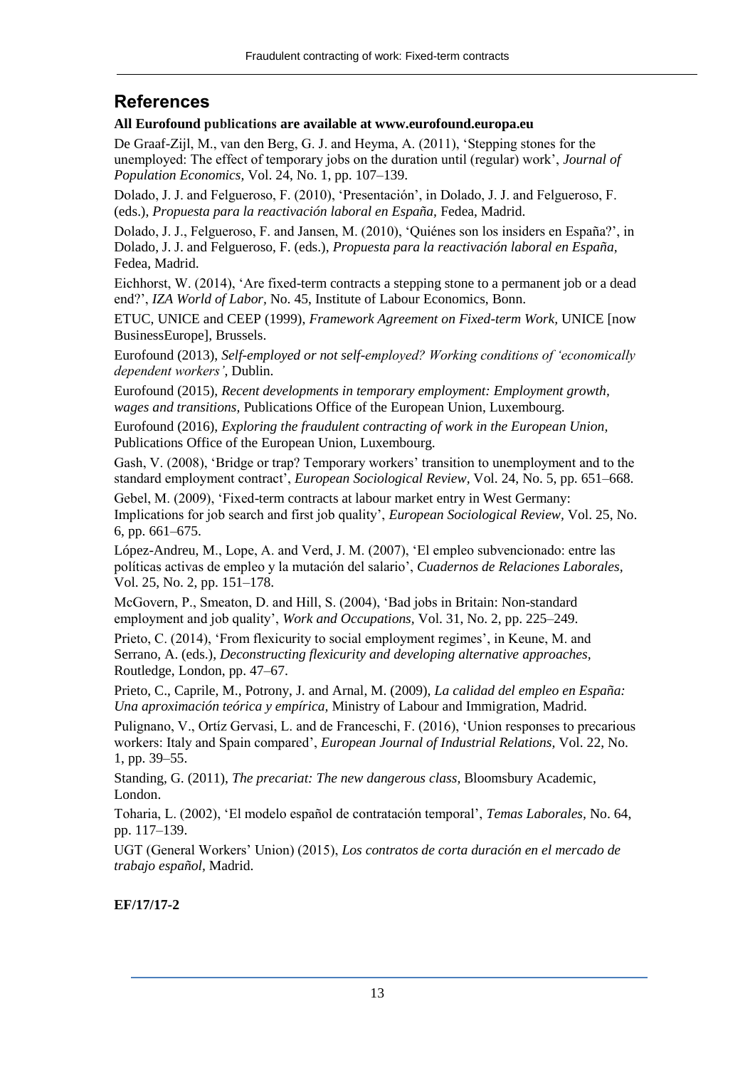## References

**All Eurofound publications are available at www.eurofound.europa.eu**

De Graaf-Zijl, M., van den Berg, G. J. and Heyma, A. (2011), 'Stepping stones for the unemployed: The effect of temporary jobs on the duration until (regular) work', *Journal of Population Economics,* Vol. 24, No. 1, pp. 107–139.

Dolado, J. J. and Felgueroso, F. (2010), 'Presentación', in Dolado, J. J. and Felgueroso, F. (eds.), *Propuesta para la reactivación laboral en España,* Fedea, Madrid.

Dolado, J. J., Felgueroso, F. and Jansen, M. (2010), 'Quiénes son los insiders en España?', in Dolado, J. J. and Felgueroso, F. (eds.), *Propuesta para la reactivación laboral en España,* Fedea, Madrid.

Eichhorst, W. (2014), 'Are fixed-term contracts a stepping stone to a permanent job or a dead end?', *IZA World of Labor,* No. 45, Institute of Labour Economics, Bonn.

ETUC, UNICE and CEEP (1999), *Framework Agreement on Fixed-term Work,* UNICE [now BusinessEurope], Brussels.

Eurofound (2013), *Self-employed or not self-employed? Working conditions of 'economically dependent workers',* Dublin.

Eurofound (2015), *Recent developments in temporary employment: Employment growth, wages and transitions,* Publications Office of the European Union, Luxembourg.

Eurofound (2016), *Exploring the fraudulent contracting of work in the European Union,* Publications Office of the European Union, Luxembourg.

Gash, V. (2008), 'Bridge or trap? Temporary workers' transition to unemployment and to the standard employment contract', *European Sociological Review,* Vol. 24, No. 5, pp. 651–668.

Gebel, M. (2009), 'Fixed-term contracts at labour market entry in West Germany: Implications for job search and first job quality', *European Sociological Review,* Vol. 25, No. 6, pp. 661–675.

López-Andreu, M., Lope, A. and Verd, J. M. (2007), 'El empleo subvencionado: entre las políticas activas de empleo y la mutación del salario', *Cuadernos de Relaciones Laborales,* Vol. 25, No. 2, pp. 151–178.

McGovern, P., Smeaton, D. and Hill, S. (2004), 'Bad jobs in Britain: Non-standard employment and job quality', *Work and Occupations*, Vol. 31, No. 2, pp. 225–249.

Prieto, C. (2014), 'From flexicurity to social employment regimes', in Keune, M. and Serrano, A. (eds.), *Deconstructing flexicurity and developing alternative approaches,* Routledge, London, pp. 47–67.

Prieto, C., Caprile, M., Potrony, J. and Arnal, M. (2009), *La calidad del empleo en España: Una aproximación teórica y empírica,* Ministry of Labour and Immigration, Madrid.

Pulignano, V., Ortíz Gervasi, L. and de Franceschi, F. (2016), 'Union responses to precarious workers: Italy and Spain compared', *European Journal of Industrial Relations,* Vol. 22, No. 1, pp. 39–55.

Standing, G. (2011), *The precariat: The new dangerous class,* Bloomsbury Academic, London.

Toharia, L. (2002), 'El modelo español de contratación temporal', *Temas Laborales,* No. 64, pp. 117–139.

UGT (General Workers' Union) (2015), *Los contratos de corta duración en el mercado de trabajo español*, Madrid.

**EF/17/17-2**